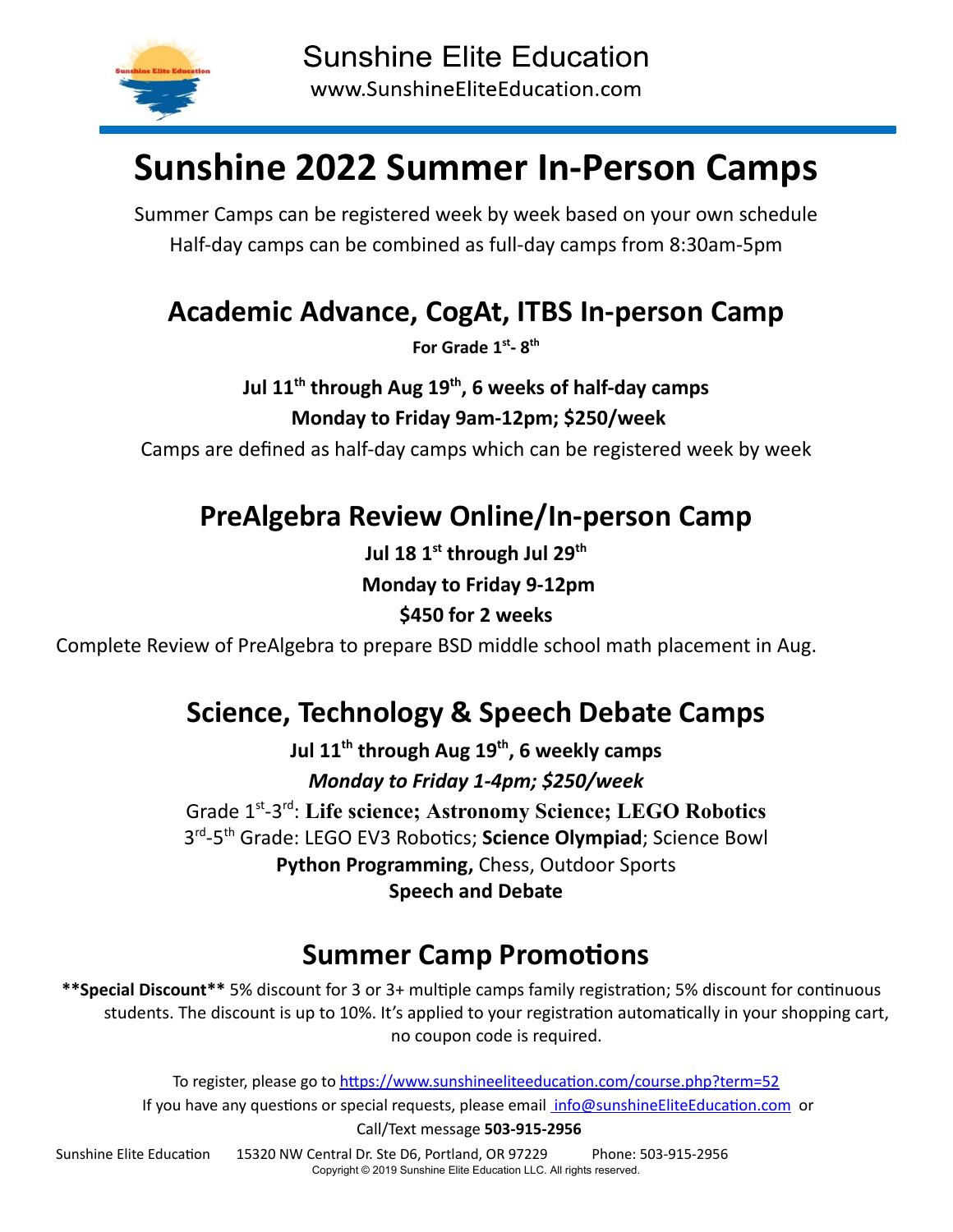Sunshine Elite Education

www.SunshineEliteEducation.com

# Sunshine 2022 Summer In-Person Camps

Summer Camps can be registered week by week based on your own schedule

Half-day camps can be combined as full-day camps from 8:30am-5pm

## Academic Advance, CogAt, ITBS In-person Camp

**For Grade 1st- 8th**

**Jul 11th through Aug 19th, 6 weeks of half-day camps**

**Monday to Friday 9am-12pm; $250/week**

Camps are defined as half-day camps which can be registered week by week

## PreAlgebra Review Online/In-person Camp

**Jul 18 1st through Jul 29th**

**Monday to Friday 9-12pm**

**$450 for 2 weeks**

Complete Review of PreAlgebra to prepare BSD middle school math placement in Aug.

## Science, Technology & Speech Debate Camps

**Jul 11th through Aug 19th, 6 weekly camps**

***Monday to Friday 1-4pm; $250/week***

Grade 1st-3rd: **Life science; Astronomy Science; LEGO Robotics**

3rd-5th Grade: LEGO EV3 Robotics; **Science Olympiad**; Science Bowl

**Python Programming,** Chess, Outdoor Sports

**Speech and Debate**

## Summer Camp Promotions

****Special Discount**** 5% discount for 3 or 3+ multiple camps family registration; 5% discount for continuous students. The discount is up to 10%. It's applied to your registration automatically in your shopping cart, no coupon code is required.

To register, please go to https://www.sunshineeliteeducation.com/course.php?term=52

If you have any questions or special requests, please email info@sunshineEliteEducation.com or

Call/Text message **503-915-2956**

Sunshine Elite Education 15320 NW Central Dr. Ste D6, Portland, OR 97229 Phone: 503-915-2956

Copyright © 2019 Sunshine Elite Education LLC. All rights reserved.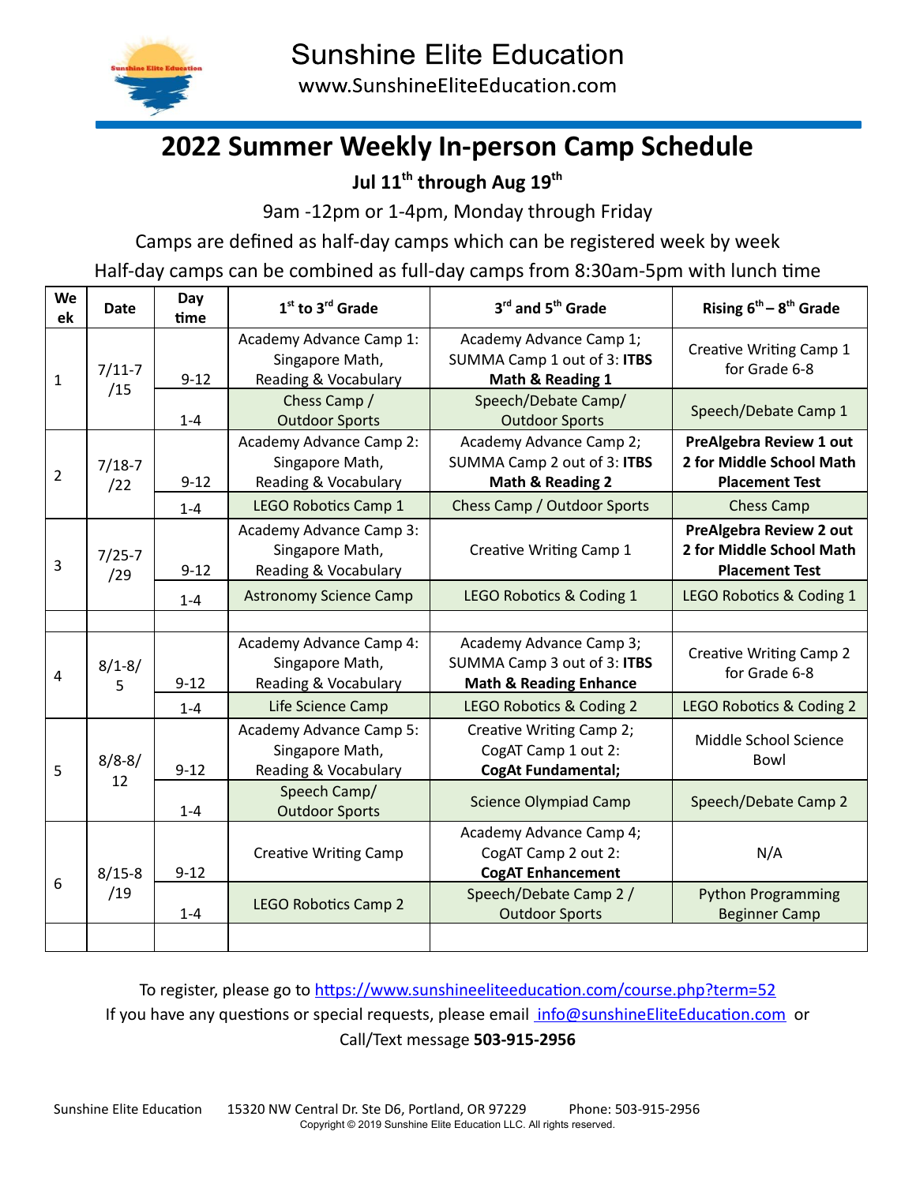# Sunshine Elite Education

www.SunshineEliteEducation.com

## 2022 Summer Weekly In-person Camp Schedule

**Jul 11th through Aug 19th**

9am -12pm or 1-4pm, Monday through Friday

Camps are defined as half-day camps which can be registered week by week

Half-day camps can be combined as full-day camps from 8:30am-5pm with lunch time

| Week | Date | Day time | 1st to 3rd Grade | 3rd and 5th Grade | Rising 6th – 8th Grade |
|---|---|---|---|---|---|
| 1 | 7/11-7/15 | 9-12 | Academy Advance Camp 1: Singapore Math, Reading & Vocabulary | Academy Advance Camp 1; SUMMA Camp 1 out of 3: **ITBS Math & Reading 1** | Creative Writing Camp 1 for Grade 6-8 |
| | | 1-4 | Chess Camp / Outdoor Sports | Speech/Debate Camp/ Outdoor Sports | Speech/Debate Camp 1 |
| 2 | 7/18-7/22 | 9-12 | Academy Advance Camp 2: Singapore Math, Reading & Vocabulary | Academy Advance Camp 2; SUMMA Camp 2 out of 3: **ITBS Math & Reading 2** | **PreAlgebra Review 1 out 2 for Middle School Math Placement Test** |
| | | 1-4 | LEGO Robotics Camp 1 | Chess Camp / Outdoor Sports | Chess Camp |
| 3 | 7/25-7/29 | 9-12 | Academy Advance Camp 3: Singapore Math, Reading & Vocabulary | Creative Writing Camp 1 | **PreAlgebra Review 2 out 2 for Middle School Math Placement Test** |
| | | 1-4 | Astronomy Science Camp | LEGO Robotics & Coding 1 | LEGO Robotics & Coding 1 |
| | | | | | |
| 4 | 8/1-8/5 | 9-12 | Academy Advance Camp 4: Singapore Math, Reading & Vocabulary | Academy Advance Camp 3; SUMMA Camp 3 out of 3: **ITBS Math & Reading Enhance** | Creative Writing Camp 2 for Grade 6-8 |
| | | 1-4 | Life Science Camp | LEGO Robotics & Coding 2 | LEGO Robotics & Coding 2 |
| 5 | 8/8-8/12 | 9-12 | Academy Advance Camp 5: Singapore Math, Reading & Vocabulary | Creative Writing Camp 2; CogAT Camp 1 out 2: **CogAt Fundamental;** | Middle School Science Bowl |
| | | 1-4 | Speech Camp/ Outdoor Sports | Science Olympiad Camp | Speech/Debate Camp 2 |
| 6 | 8/15-8/19 | 9-12 | Creative Writing Camp | Academy Advance Camp 4; CogAT Camp 2 out 2: **CogAT Enhancement** | N/A |
| | | 1-4 | LEGO Robotics Camp 2 | Speech/Debate Camp 2 / Outdoor Sports | Python Programming Beginner Camp |
| | | | | | |

To register, please go to https://www.sunshineeliteeducation.com/course.php?term=52

If you have any questions or special requests, please email info@sunshineEliteEducation.com or

Call/Text message **503-915-2956**

Sunshine Elite Education 15320 NW Central Dr. Ste D6, Portland, OR 97229 Phone: 503-915-2956

Copyright © 2019 Sunshine Elite Education LLC. All rights reserved.